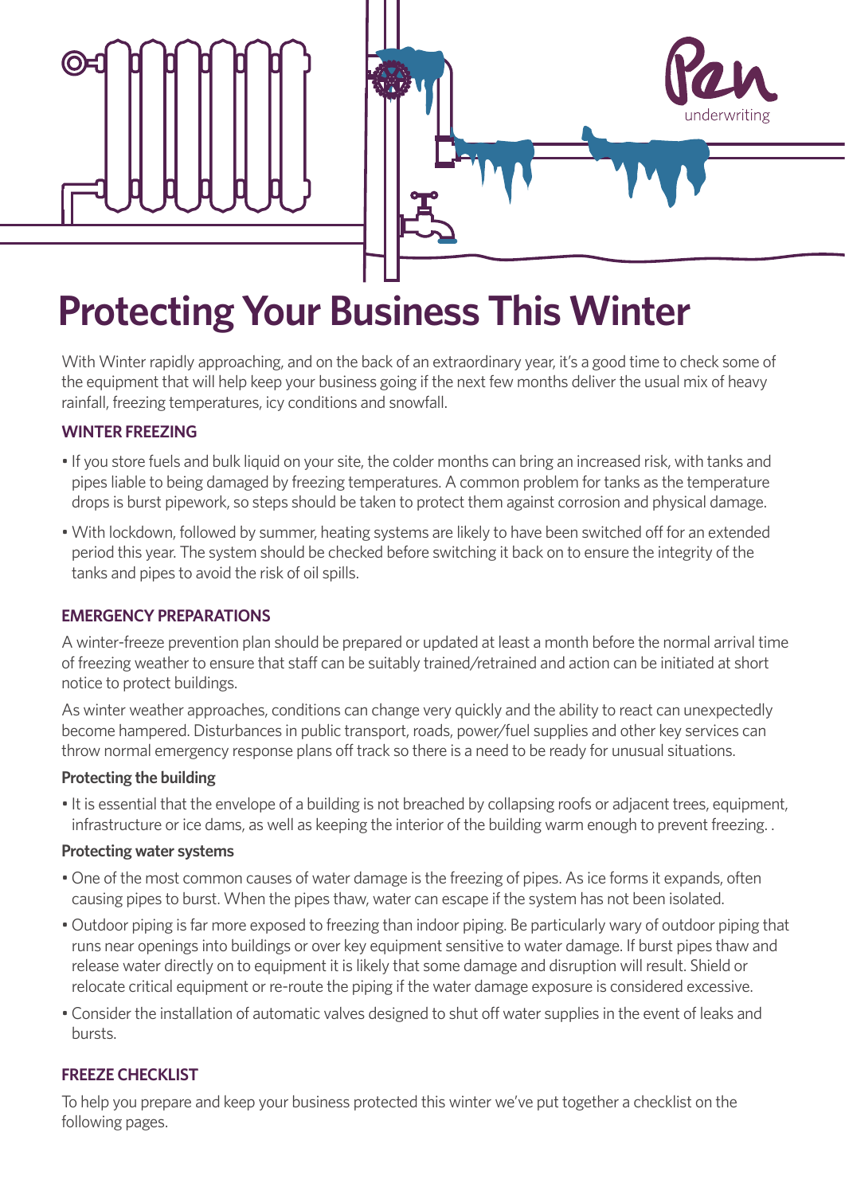# Protecting Your Business This Winter

With Winter rapidly approaching, and on the back of an extraordinary year, it's a good time to check some of the equipment that will help keep your business going if the next few months deliver the usual mix of heavy rainfall, freezing temperatures, icy conditions and snowfall.

## WINTER FREEZING

- If you store fuels and bulk liquid on your site, the colder months can bring an increased risk, with tanks and pipes liable to being damaged by freezing temperatures. A common problem for tanks as the temperature drops is burst pipework, so steps should be taken to protect them against corrosion and physical damage.
- With lockdown, followed by summer, heating systems are likely to have been switched off for an extended period this year. The system should be checked before switching it back on to ensure the integrity of the tanks and pipes to avoid the risk of oil spills.

## EMERGENCY PREPARATIONS

A winter-freeze prevention plan should be prepared or updated at least a month before the normal arrival time of freezing weather to ensure that staff can be suitably trained/retrained and action can be initiated at short notice to protect buildings.

As winter weather approaches, conditions can change very quickly and the ability to react can unexpectedly become hampered. Disturbances in public transport, roads, power/fuel supplies and other key services can throw normal emergency response plans off track so there is a need to be ready for unusual situations.

### Protecting the building

- It is essential that the envelope of a building is not breached by collapsing roofs or adjacent trees, equipment, infrastructure or ice dams, as well as keeping the interior of the building warm enough to prevent freezing. .

### Protecting water systems

- One of the most common causes of water damage is the freezing of pipes. As ice forms it expands, often causing pipes to burst. When the pipes thaw, water can escape if the system has not been isolated.
- Outdoor piping is far more exposed to freezing than indoor piping. Be particularly wary of outdoor piping that runs near openings into buildings or over key equipment sensitive to water damage. If burst pipes thaw and release water directly on to equipment it is likely that some damage and disruption will result. Shield or relocate critical equipment or re-route the piping if the water damage exposure is considered excessive.
- Consider the installation of automatic valves designed to shut off water supplies in the event of leaks and bursts.

## FREEZE CHECKLIST

To help you prepare and keep your business protected this winter we've put together a checklist on the following pages.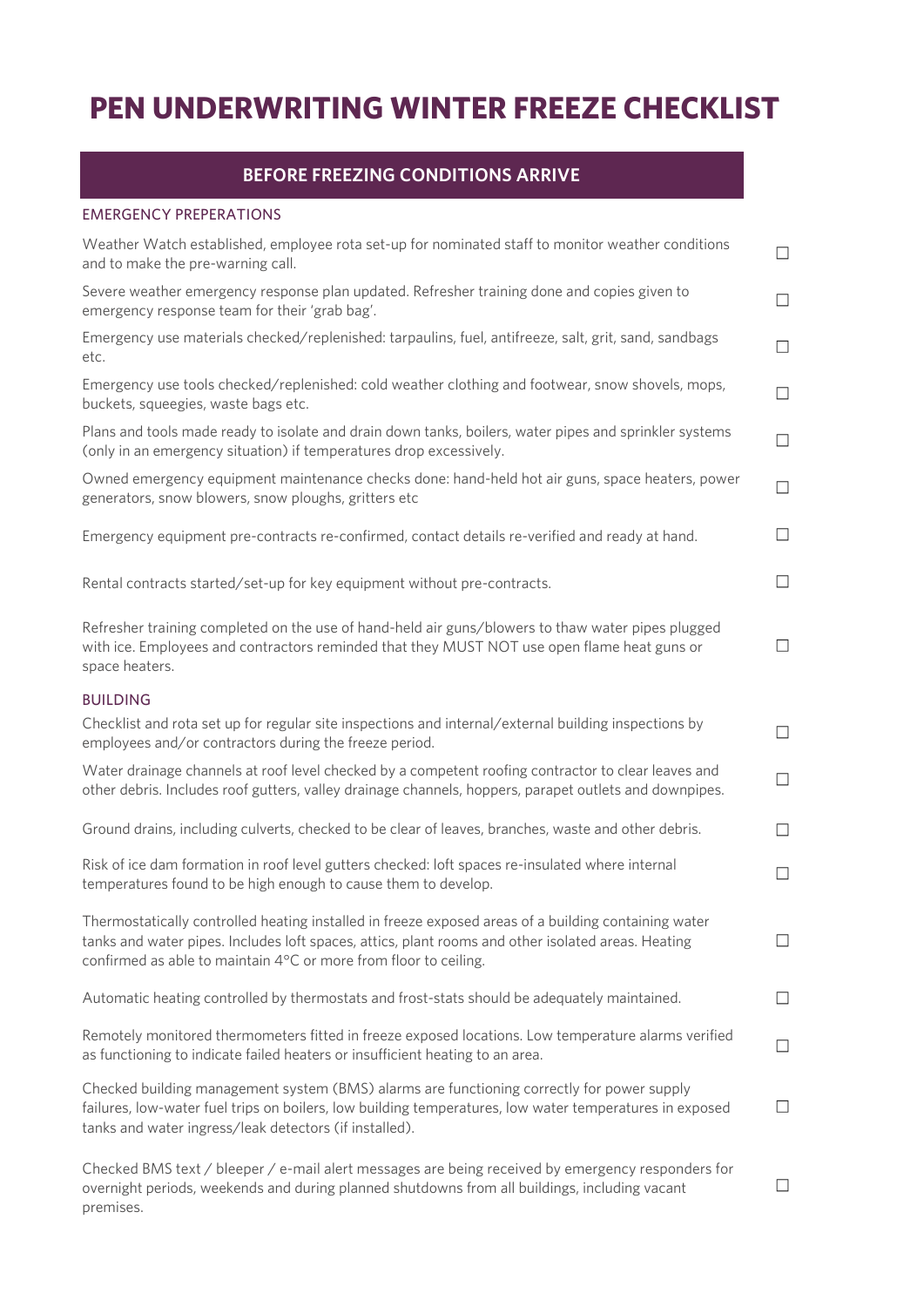# PEN UNDERWRITING WINTER FREEZE CHECKLIST

## BEFORE FREEZING CONDITIONS ARRIVE

### EMERGENCY PREPERATIONS

- ☐ Weather Watch established, employee rota set-up for nominated staff to monitor weather conditions and to make the pre-warning call.
- ☐ Severe weather emergency response plan updated. Refresher training done and copies given to emergency response team for their 'grab bag'.
- ☐ Emergency use materials checked/replenished: tarpaulins, fuel, antifreeze, salt, grit, sand, sandbags etc.
- ☐ Emergency use tools checked/replenished: cold weather clothing and footwear, snow shovels, mops, buckets, squeegies, waste bags etc.
- ☐ Plans and tools made ready to isolate and drain down tanks, boilers, water pipes and sprinkler systems (only in an emergency situation) if temperatures drop excessively.
- ☐ Owned emergency equipment maintenance checks done: hand-held hot air guns, space heaters, power generators, snow blowers, snow ploughs, gritters etc
- ☐ Emergency equipment pre-contracts re-confirmed, contact details re-verified and ready at hand.
- ☐ Rental contracts started/set-up for key equipment without pre-contracts.
- ☐ Refresher training completed on the use of hand-held air guns/blowers to thaw water pipes plugged with ice. Employees and contractors reminded that they MUST NOT use open flame heat guns or space heaters.

### BUILDING

- ☐ Checklist and rota set up for regular site inspections and internal/external building inspections by employees and/or contractors during the freeze period.
- ☐ Water drainage channels at roof level checked by a competent roofing contractor to clear leaves and other debris. Includes roof gutters, valley drainage channels, hoppers, parapet outlets and downpipes.
- ☐ Ground drains, including culverts, checked to be clear of leaves, branches, waste and other debris.
- ☐ Risk of ice dam formation in roof level gutters checked: loft spaces re-insulated where internal temperatures found to be high enough to cause them to develop.
- ☐ Thermostatically controlled heating installed in freeze exposed areas of a building containing water tanks and water pipes. Includes loft spaces, attics, plant rooms and other isolated areas. Heating confirmed as able to maintain 4°C or more from floor to ceiling.
- ☐ Automatic heating controlled by thermostats and frost-stats should be adequately maintained.
- ☐ Remotely monitored thermometers fitted in freeze exposed locations. Low temperature alarms verified as functioning to indicate failed heaters or insufficient heating to an area.
- ☐ Checked building management system (BMS) alarms are functioning correctly for power supply failures, low-water fuel trips on boilers, low building temperatures, low water temperatures in exposed tanks and water ingress/leak detectors (if installed).
- ☐ Checked BMS text / bleeper / e-mail alert messages are being received by emergency responders for overnight periods, weekends and during planned shutdowns from all buildings, including vacant premises.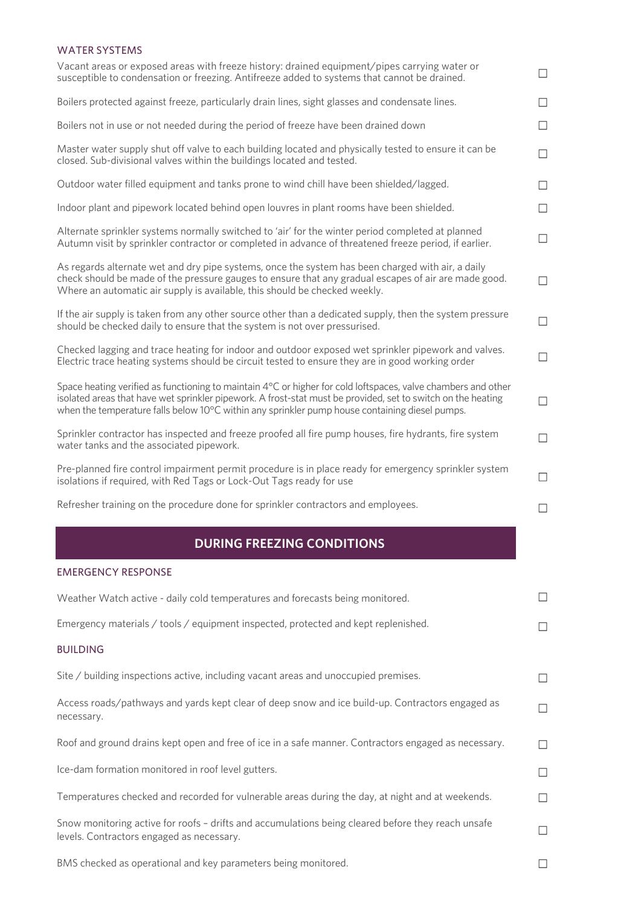### WATER SYSTEMS

- ☐ Vacant areas or exposed areas with freeze history: drained equipment/pipes carrying water or susceptible to condensation or freezing. Antifreeze added to systems that cannot be drained.
- ☐ Boilers protected against freeze, particularly drain lines, sight glasses and condensate lines.
- ☐ Boilers not in use or not needed during the period of freeze have been drained down
- ☐ Master water supply shut off valve to each building located and physically tested to ensure it can be closed. Sub-divisional valves within the buildings located and tested.
- ☐ Outdoor water filled equipment and tanks prone to wind chill have been shielded/lagged.
- ☐ Indoor plant and pipework located behind open louvres in plant rooms have been shielded.
- ☐ Alternate sprinkler systems normally switched to 'air' for the winter period completed at planned Autumn visit by sprinkler contractor or completed in advance of threatened freeze period, if earlier.
- ☐ As regards alternate wet and dry pipe systems, once the system has been charged with air, a daily check should be made of the pressure gauges to ensure that any gradual escapes of air are made good. Where an automatic air supply is available, this should be checked weekly.
- ☐ If the air supply is taken from any other source other than a dedicated supply, then the system pressure should be checked daily to ensure that the system is not over pressurised.
- ☐ Checked lagging and trace heating for indoor and outdoor exposed wet sprinkler pipework and valves. Electric trace heating systems should be circuit tested to ensure they are in good working order
- ☐ Space heating verified as functioning to maintain 4°C or higher for cold loftspaces, valve chambers and other isolated areas that have wet sprinkler pipework. A frost-stat must be provided, set to switch on the heating when the temperature falls below 10°C within any sprinkler pump house containing diesel pumps.
- ☐ Sprinkler contractor has inspected and freeze proofed all fire pump houses, fire hydrants, fire system water tanks and the associated pipework.
- ☐ Pre-planned fire control impairment permit procedure is in place ready for emergency sprinkler system isolations if required, with Red Tags or Lock-Out Tags ready for use
- ☐ Refresher training on the procedure done for sprinkler contractors and employees.

## DURING FREEZING CONDITIONS

### EMERGENCY RESPONSE

- ☐ Weather Watch active - daily cold temperatures and forecasts being monitored.
- ☐ Emergency materials / tools / equipment inspected, protected and kept replenished.

### BUILDING

- ☐ Site / building inspections active, including vacant areas and unoccupied premises.
- ☐ Access roads/pathways and yards kept clear of deep snow and ice build-up. Contractors engaged as necessary.
- ☐ Roof and ground drains kept open and free of ice in a safe manner. Contractors engaged as necessary.
- ☐ Ice-dam formation monitored in roof level gutters.
- ☐ Temperatures checked and recorded for vulnerable areas during the day, at night and at weekends.
- ☐ Snow monitoring active for roofs – drifts and accumulations being cleared before they reach unsafe levels. Contractors engaged as necessary.
- ☐ BMS checked as operational and key parameters being monitored.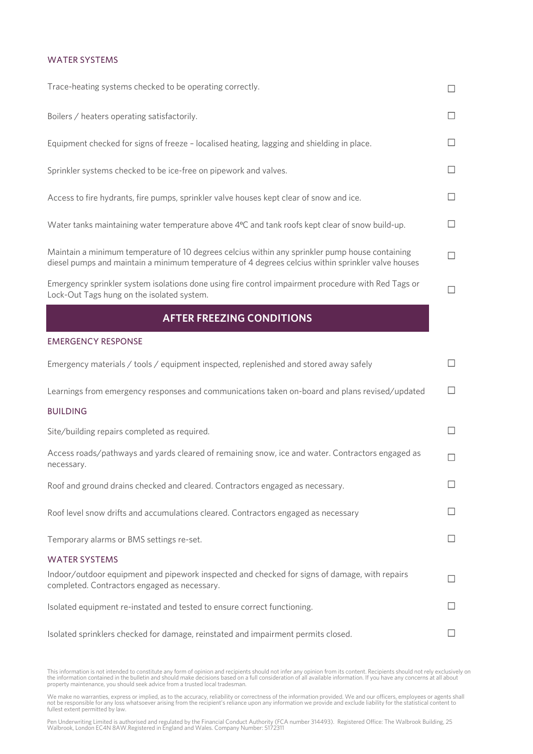### WATER SYSTEMS

- [ ] Trace-heating systems checked to be operating correctly.
- [ ] Boilers / heaters operating satisfactorily.
- [ ] Equipment checked for signs of freeze – localised heating, lagging and shielding in place.
- [ ] Sprinkler systems checked to be ice-free on pipework and valves.
- [ ] Access to fire hydrants, fire pumps, sprinkler valve houses kept clear of snow and ice.
- [ ] Water tanks maintaining water temperature above 4ºC and tank roofs kept clear of snow build-up.
- [ ] Maintain a minimum temperature of 10 degrees celcius within any sprinkler pump house containing diesel pumps and maintain a minimum temperature of 4 degrees celcius within sprinkler valve houses
- [ ] Emergency sprinkler system isolations done using fire control impairment procedure with Red Tags or Lock-Out Tags hung on the isolated system.

## AFTER FREEZING CONDITIONS

### EMERGENCY RESPONSE

- [ ] Emergency materials / tools / equipment inspected, replenished and stored away safely
- [ ] Learnings from emergency responses and communications taken on-board and plans revised/updated

### BUILDING

- [ ] Site/building repairs completed as required.
- [ ] Access roads/pathways and yards cleared of remaining snow, ice and water. Contractors engaged as necessary.
- [ ] Roof and ground drains checked and cleared. Contractors engaged as necessary.
- [ ] Roof level snow drifts and accumulations cleared. Contractors engaged as necessary
- [ ] Temporary alarms or BMS settings re-set.

### WATER SYSTEMS

- [ ] Indoor/outdoor equipment and pipework inspected and checked for signs of damage, with repairs completed. Contractors engaged as necessary.
- [ ] Isolated equipment re-instated and tested to ensure correct functioning.
- [ ] Isolated sprinklers checked for damage, reinstated and impairment permits closed.

This information is not intended to constitute any form of opinion and recipients should not infer any opinion from its content. Recipients should not rely exclusively on the information contained in the bulletin and should make decisions based on a full consideration of all available information. If you have any concerns at all about property maintenance, you should seek advice from a trusted local tradesman.

We make no warranties, express or implied, as to the accuracy, reliability or correctness of the information provided. We and our officers, employees or agents shall not be responsible for any loss whatsoever arising from the recipient's reliance upon any information we provide and exclude liability for the statistical content to fullest extent permitted by law.

Pen Underwriting Limited is authorised and regulated by the Financial Conduct Authority (FCA number 314493). Registered Office: The Walbrook Building, 25 Walbrook, London EC4N 8AW.Registered in England and Wales. Company Number: 5172311